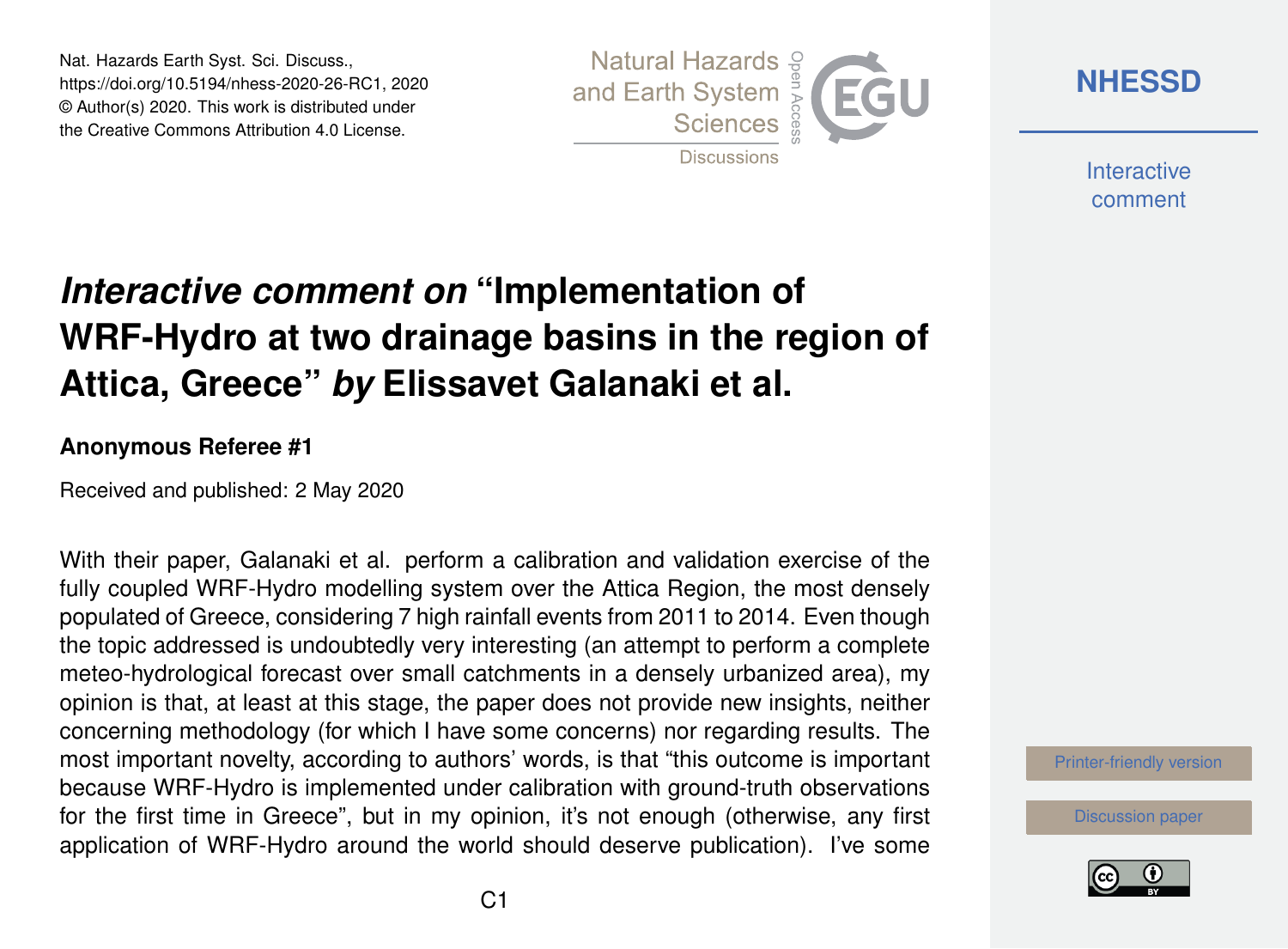Nat. Hazards Earth Syst. Sci. Discuss.,
https://doi.org/10.5194/nhess-2020-26-RC1, 2020
© Author(s) 2020. This work is distributed under
the Creative Commons Attribution 4.0 License.

# *Interactive comment on* "Implementation of WRF-Hydro at two drainage basins in the region of Attica, Greece" *by* Elissavet Galanaki et al.

### Anonymous Referee #1

Received and published: 2 May 2020

With their paper, Galanaki et al. perform a calibration and validation exercise of the fully coupled WRF-Hydro modelling system over the Attica Region, the most densely populated of Greece, considering 7 high rainfall events from 2011 to 2014. Even though the topic addressed is undoubtedly very interesting (an attempt to perform a complete meteo-hydrological forecast over small catchments in a densely urbanized area), my opinion is that, at least at this stage, the paper does not provide new insights, neither concerning methodology (for which I have some concerns) nor regarding results. The most important novelty, according to authors' words, is that "this outcome is important because WRF-Hydro is implemented under calibration with ground-truth observations for the first time in Greece", but in my opinion, it's not enough (otherwise, any first application of WRF-Hydro around the world should deserve publication). I've some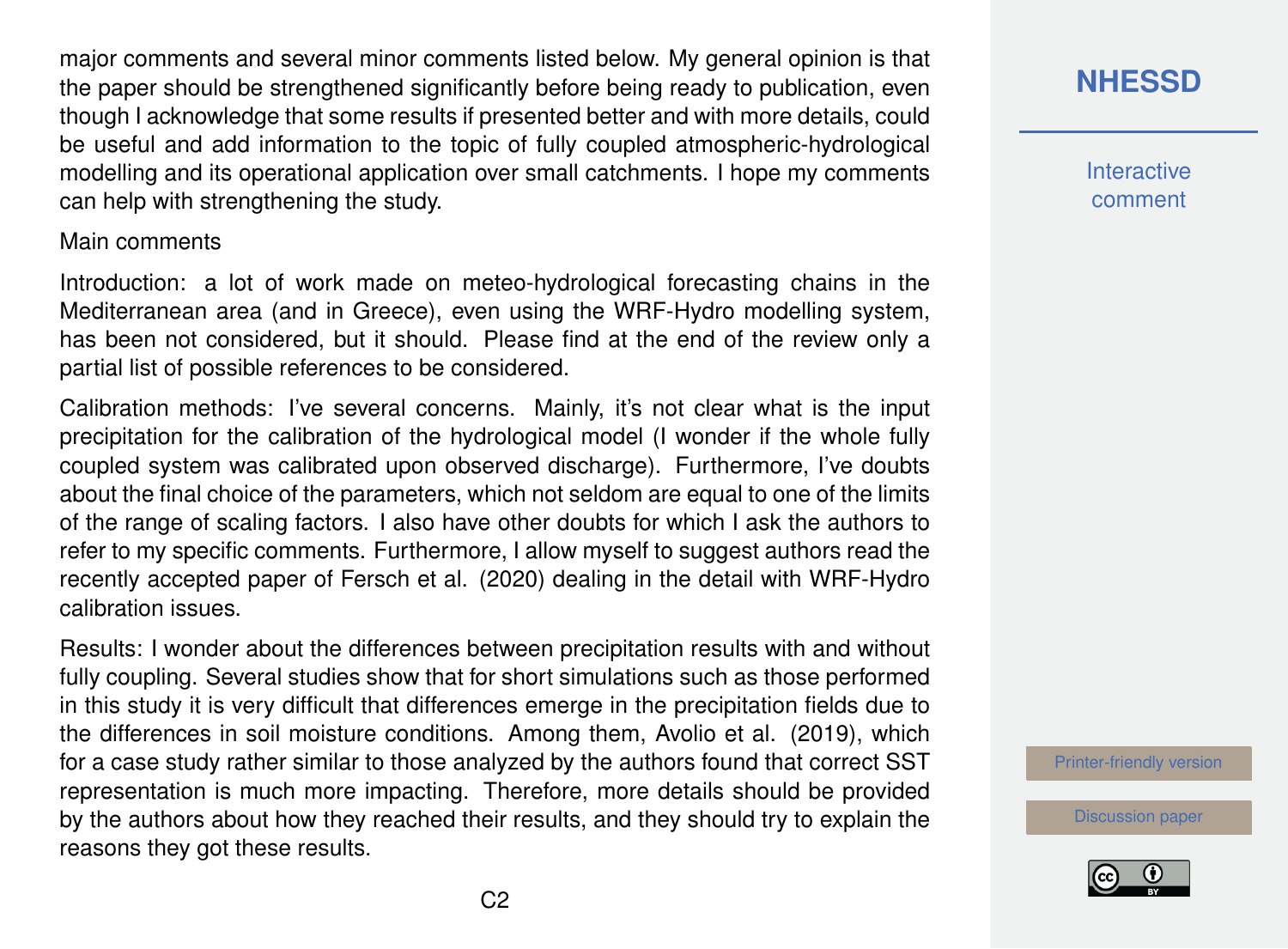major comments and several minor comments listed below. My general opinion is that the paper should be strengthened significantly before being ready to publication, even though I acknowledge that some results if presented better and with more details, could be useful and add information to the topic of fully coupled atmospheric-hydrological modelling and its operational application over small catchments. I hope my comments can help with strengthening the study.

Main comments

Introduction: a lot of work made on meteo-hydrological forecasting chains in the Mediterranean area (and in Greece), even using the WRF-Hydro modelling system, has been not considered, but it should. Please find at the end of the review only a partial list of possible references to be considered.

Calibration methods: I've several concerns. Mainly, it's not clear what is the input precipitation for the calibration of the hydrological model (I wonder if the whole fully coupled system was calibrated upon observed discharge). Furthermore, I've doubts about the final choice of the parameters, which not seldom are equal to one of the limits of the range of scaling factors. I also have other doubts for which I ask the authors to refer to my specific comments. Furthermore, I allow myself to suggest authors read the recently accepted paper of Fersch et al. (2020) dealing in the detail with WRF-Hydro calibration issues.

Results: I wonder about the differences between precipitation results with and without fully coupling. Several studies show that for short simulations such as those performed in this study it is very difficult that differences emerge in the precipitation fields due to the differences in soil moisture conditions. Among them, Avolio et al. (2019), which for a case study rather similar to those analyzed by the authors found that correct SST representation is much more impacting. Therefore, more details should be provided by the authors about how they reached their results, and they should try to explain the reasons they got these results.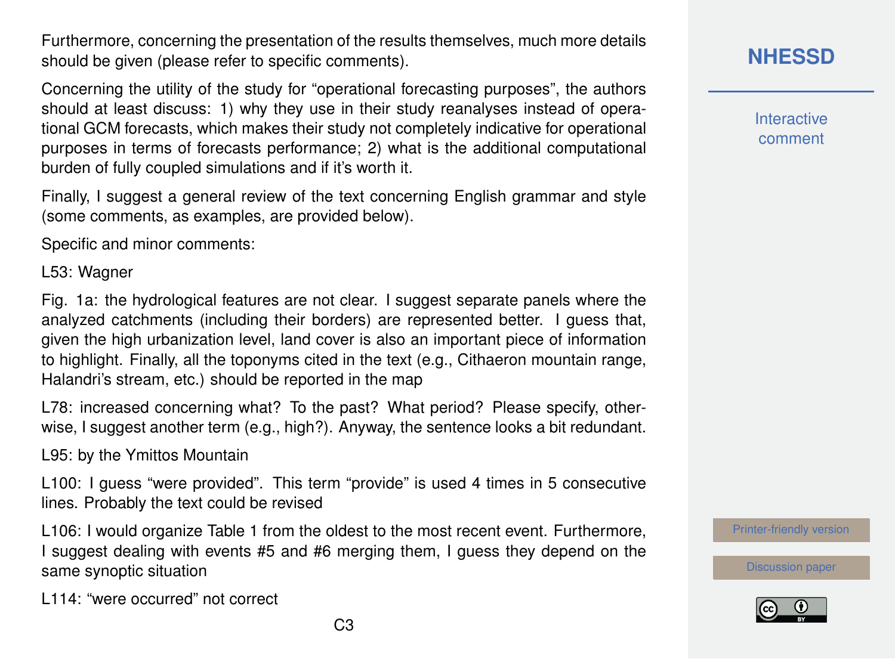Furthermore, concerning the presentation of the results themselves, much more details should be given (please refer to specific comments).

Concerning the utility of the study for "operational forecasting purposes", the authors should at least discuss: 1) why they use in their study reanalyses instead of operational GCM forecasts, which makes their study not completely indicative for operational purposes in terms of forecasts performance; 2) what is the additional computational burden of fully coupled simulations and if it's worth it.

Finally, I suggest a general review of the text concerning English grammar and style (some comments, as examples, are provided below).

Specific and minor comments:

L53: Wagner

Fig. 1a: the hydrological features are not clear. I suggest separate panels where the analyzed catchments (including their borders) are represented better. I guess that, given the high urbanization level, land cover is also an important piece of information to highlight. Finally, all the toponyms cited in the text (e.g., Cithaeron mountain range, Halandri's stream, etc.) should be reported in the map

L78: increased concerning what? To the past? What period? Please specify, otherwise, I suggest another term (e.g., high?). Anyway, the sentence looks a bit redundant.

L95: by the Ymittos Mountain

L100: I guess "were provided". This term "provide" is used 4 times in 5 consecutive lines. Probably the text could be revised

L106: I would organize Table 1 from the oldest to the most recent event. Furthermore, I suggest dealing with events #5 and #6 merging them, I guess they depend on the same synoptic situation

L114: "were occurred" not correct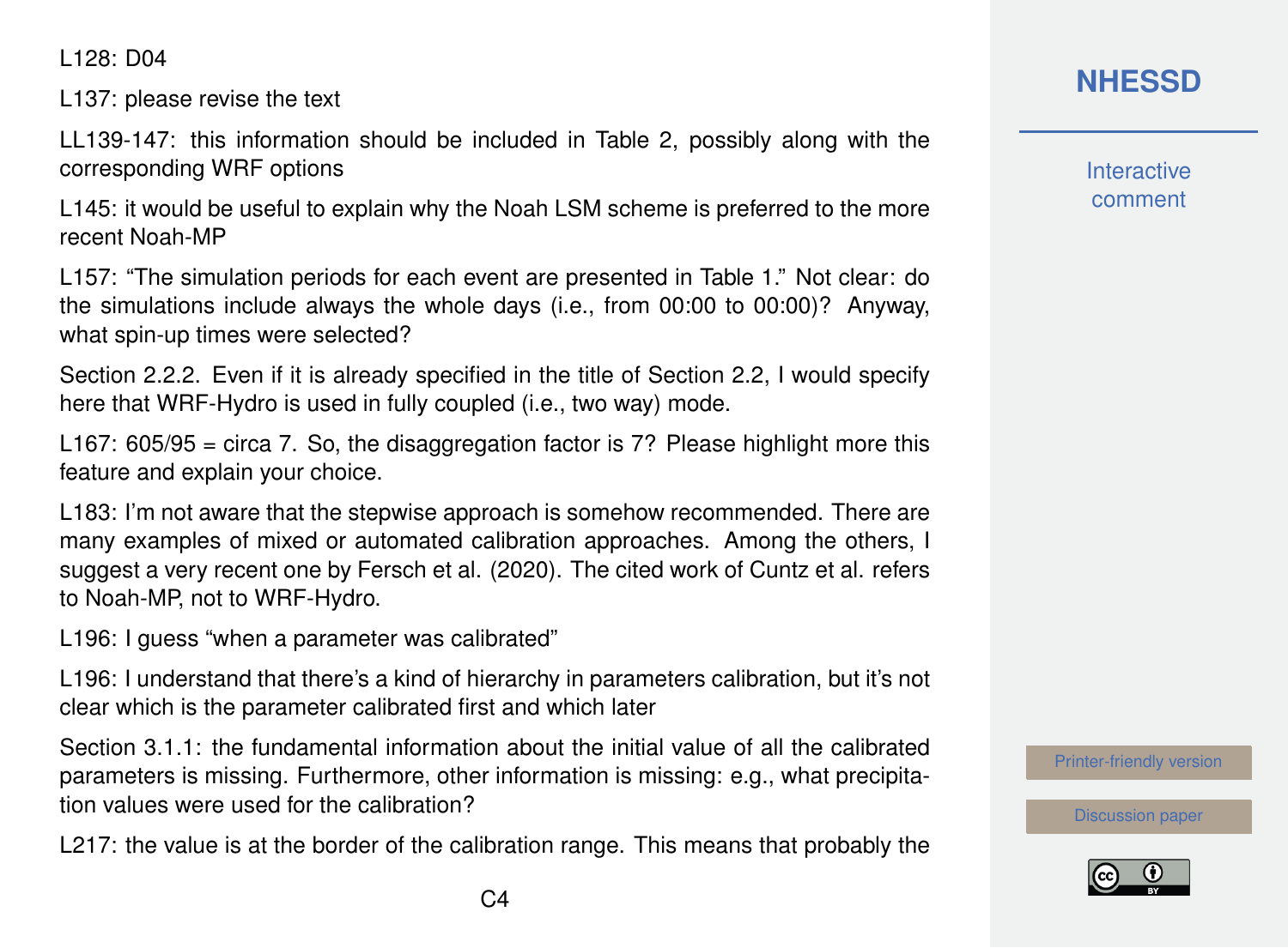L128: D04

L137: please revise the text

LL139-147: this information should be included in Table 2, possibly along with the corresponding WRF options

L145: it would be useful to explain why the Noah LSM scheme is preferred to the more recent Noah-MP

L157: "The simulation periods for each event are presented in Table 1." Not clear: do the simulations include always the whole days (i.e., from 00:00 to 00:00)? Anyway, what spin-up times were selected?

Section 2.2.2. Even if it is already specified in the title of Section 2.2, I would specify here that WRF-Hydro is used in fully coupled (i.e., two way) mode.

L167: 605/95 = circa 7. So, the disaggregation factor is 7? Please highlight more this feature and explain your choice.

L183: I'm not aware that the stepwise approach is somehow recommended. There are many examples of mixed or automated calibration approaches. Among the others, I suggest a very recent one by Fersch et al. (2020). The cited work of Cuntz et al. refers to Noah-MP, not to WRF-Hydro.

L196: I guess "when a parameter was calibrated"

L196: I understand that there's a kind of hierarchy in parameters calibration, but it's not clear which is the parameter calibrated first and which later

Section 3.1.1: the fundamental information about the initial value of all the calibrated parameters is missing. Furthermore, other information is missing: e.g., what precipitation values were used for the calibration?

L217: the value is at the border of the calibration range. This means that probably the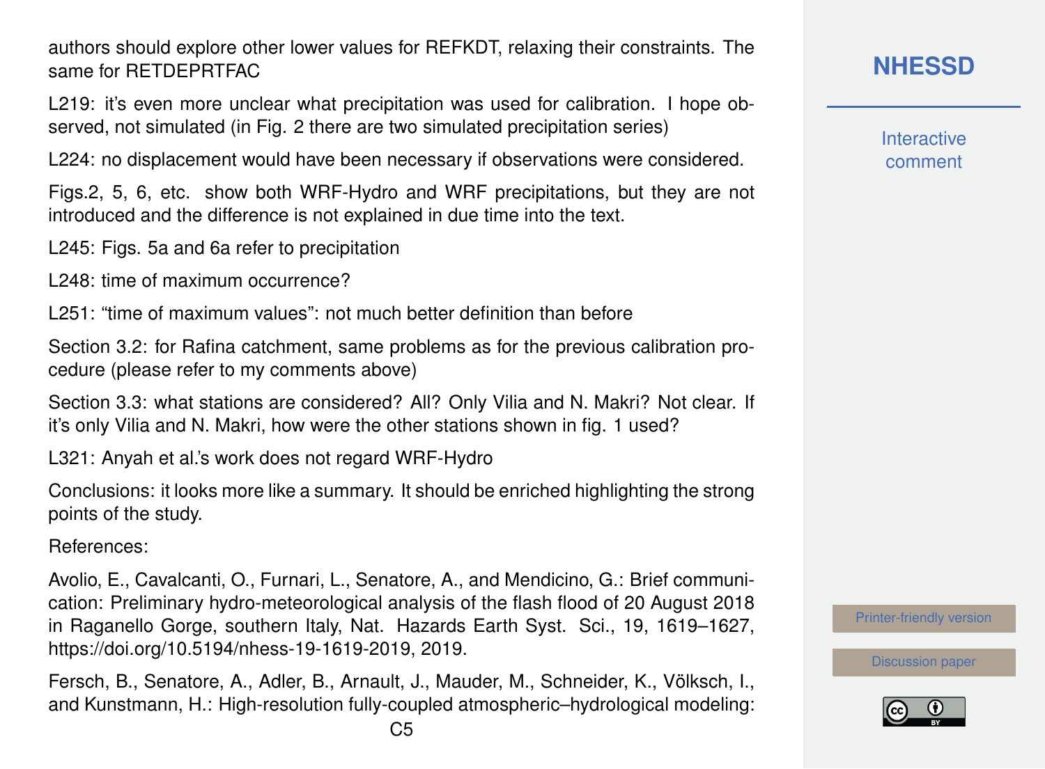authors should explore other lower values for REFKDT, relaxing their constraints. The same for RETDEPRTFAC

L219: it's even more unclear what precipitation was used for calibration. I hope observed, not simulated (in Fig. 2 there are two simulated precipitation series)

L224: no displacement would have been necessary if observations were considered.

Figs.2, 5, 6, etc. show both WRF-Hydro and WRF precipitations, but they are not introduced and the difference is not explained in due time into the text.

L245: Figs. 5a and 6a refer to precipitation

L248: time of maximum occurrence?

L251: "time of maximum values": not much better definition than before

Section 3.2: for Rafina catchment, same problems as for the previous calibration procedure (please refer to my comments above)

Section 3.3: what stations are considered? All? Only Vilia and N. Makri? Not clear. If it's only Vilia and N. Makri, how were the other stations shown in fig. 1 used?

L321: Anyah et al.'s work does not regard WRF-Hydro

Conclusions: it looks more like a summary. It should be enriched highlighting the strong points of the study.

References:

Avolio, E., Cavalcanti, O., Furnari, L., Senatore, A., and Mendicino, G.: Brief communication: Preliminary hydro-meteorological analysis of the flash flood of 20 August 2018 in Raganello Gorge, southern Italy, Nat. Hazards Earth Syst. Sci., 19, 1619–1627, https://doi.org/10.5194/nhess-19-1619-2019, 2019.

Fersch, B., Senatore, A., Adler, B., Arnault, J., Mauder, M., Schneider, K., Völksch, I., and Kunstmann, H.: High-resolution fully-coupled atmospheric–hydrological modeling: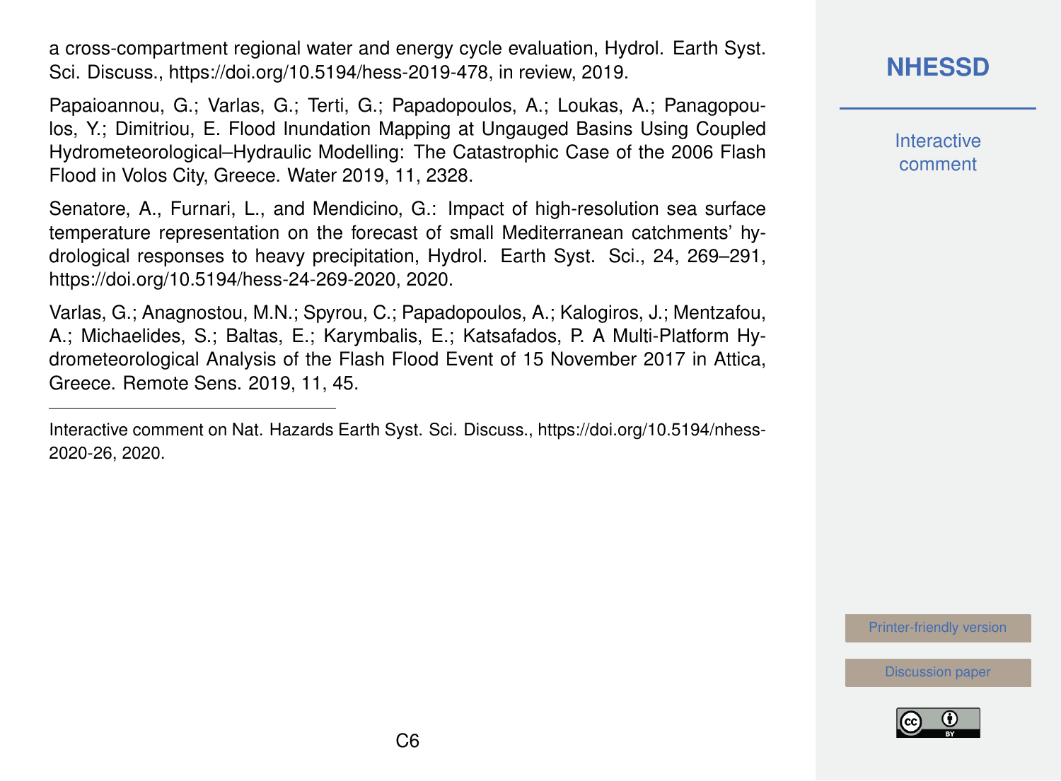a cross-compartment regional water and energy cycle evaluation, Hydrol. Earth Syst. Sci. Discuss., https://doi.org/10.5194/hess-2019-478, in review, 2019.

Papaioannou, G.; Varlas, G.; Terti, G.; Papadopoulos, A.; Loukas, A.; Panagopoulos, Y.; Dimitriou, E. Flood Inundation Mapping at Ungauged Basins Using Coupled Hydrometeorological–Hydraulic Modelling: The Catastrophic Case of the 2006 Flash Flood in Volos City, Greece. Water 2019, 11, 2328.

Senatore, A., Furnari, L., and Mendicino, G.: Impact of high-resolution sea surface temperature representation on the forecast of small Mediterranean catchments' hydrological responses to heavy precipitation, Hydrol. Earth Syst. Sci., 24, 269–291, https://doi.org/10.5194/hess-24-269-2020, 2020.

Varlas, G.; Anagnostou, M.N.; Spyrou, C.; Papadopoulos, A.; Kalogiros, J.; Mentzafou, A.; Michaelides, S.; Baltas, E.; Karymbalis, E.; Katsafados, P. A Multi-Platform Hydrometeorological Analysis of the Flash Flood Event of 15 November 2017 in Attica, Greece. Remote Sens. 2019, 11, 45.

---

Interactive comment on Nat. Hazards Earth Syst. Sci. Discuss., https://doi.org/10.5194/nhess-2020-26, 2020.